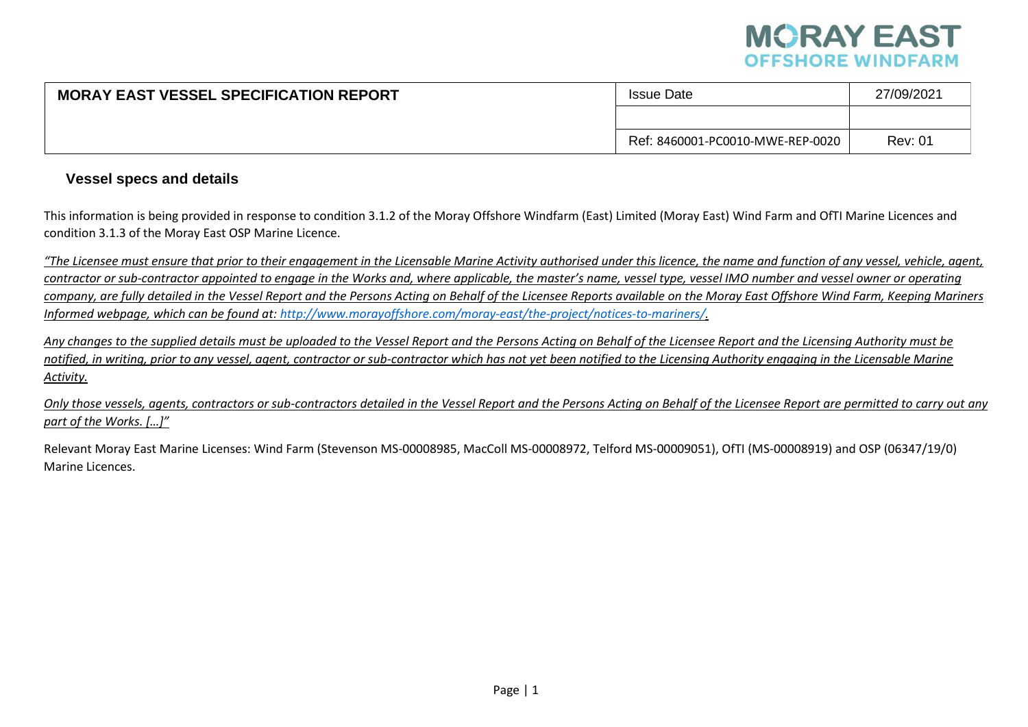| MORAY EAST VESSEL SPECIFICATION REPORT | Issue Date | 27/09/2021 |
|---|---|---|
| | | |
| | Ref: 8460001-PC0010-MWE-REP-0020 | Rev: 01 |

## Vessel specs and details

This information is being provided in response to condition 3.1.2 of the Moray Offshore Windfarm (East) Limited (Moray East) Wind Farm and OfTI Marine Licences and condition 3.1.3 of the Moray East OSP Marine Licence.

*"The Licensee must ensure that prior to their engagement in the Licensable Marine Activity authorised under this licence, the name and function of any vessel, vehicle, agent, contractor or sub-contractor appointed to engage in the Works and, where applicable, the master's name, vessel type, vessel IMO number and vessel owner or operating company, are fully detailed in the Vessel Report and the Persons Acting on Behalf of the Licensee Reports available on the Moray East Offshore Wind Farm, Keeping Mariners Informed webpage, which can be found at: http://www.morayoffshore.com/moray-east/the-project/notices-to-mariners/.*

*Any changes to the supplied details must be uploaded to the Vessel Report and the Persons Acting on Behalf of the Licensee Report and the Licensing Authority must be notified, in writing, prior to any vessel, agent, contractor or sub-contractor which has not yet been notified to the Licensing Authority engaging in the Licensable Marine Activity.*

*Only those vessels, agents, contractors or sub-contractors detailed in the Vessel Report and the Persons Acting on Behalf of the Licensee Report are permitted to carry out any part of the Works. […]"*

Relevant Moray East Marine Licenses: Wind Farm (Stevenson MS-00008985, MacColl MS-00008972, Telford MS-00009051), OfTI (MS-00008919) and OSP (06347/19/0) Marine Licences.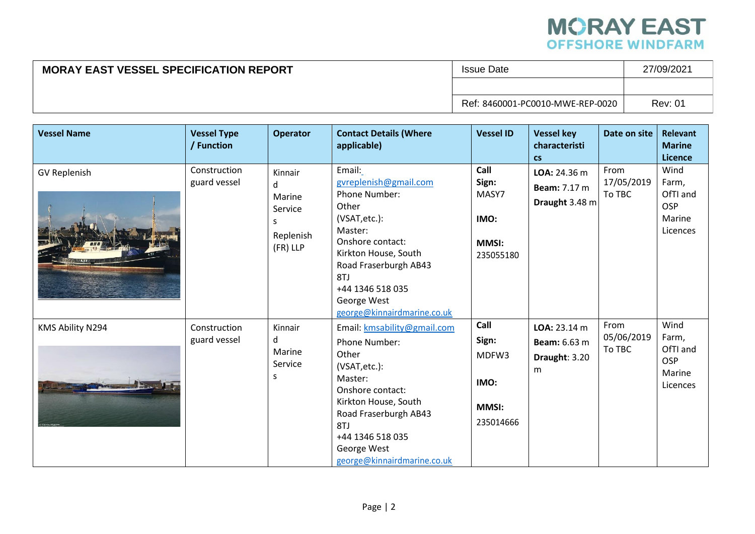| MORAY EAST VESSEL SPECIFICATION REPORT | Issue Date | 27/09/2021 |
|---|---|---|
| | | |
| | Ref: 8460001-PC0010-MWE-REP-0020 | Rev: 01 |

| Vessel Name | Vessel Type / Function | Operator | Contact Details (Where applicable) | Vessel ID | Vessel key characteristics | Date on site | Relevant Marine Licence |
|---|---|---|---|---|---|---|---|
| GV Replenish | Construction guard vessel | Kinnaird Marine Services Replenish (FR) LLP | Email: gvreplenish@gmail.com Phone Number: Other (VSAT,etc.): Master: Onshore contact: Kirkton House, South Road Fraserburgh AB43 8TJ +44 1346 518 035 George West george@kinnairdmarine.co.uk | **Call Sign:** MASY7 **IMO:** **MMSI:** 235055180 | **LOA:** 24.36 m **Beam:** 7.17 m **Draught** 3.48 m | From 17/05/2019 To TBC | Wind Farm, OfTI and OSP Marine Licences |
| KMS Ability N294 | Construction guard vessel | Kinnaird Marine Services | Email: kmsability@gmail.com Phone Number: Other (VSAT,etc.): Master: Onshore contact: Kirkton House, South Road Fraserburgh AB43 8TJ +44 1346 518 035 George West george@kinnairdmarine.co.uk | **Call Sign:** MDFW3 **IMO:** **MMSI:** 235014666 | **LOA:** 23.14 m **Beam:** 6.63 m **Draught**: 3.20 m | From 05/06/2019 To TBC | Wind Farm, OfTI and OSP Marine Licences |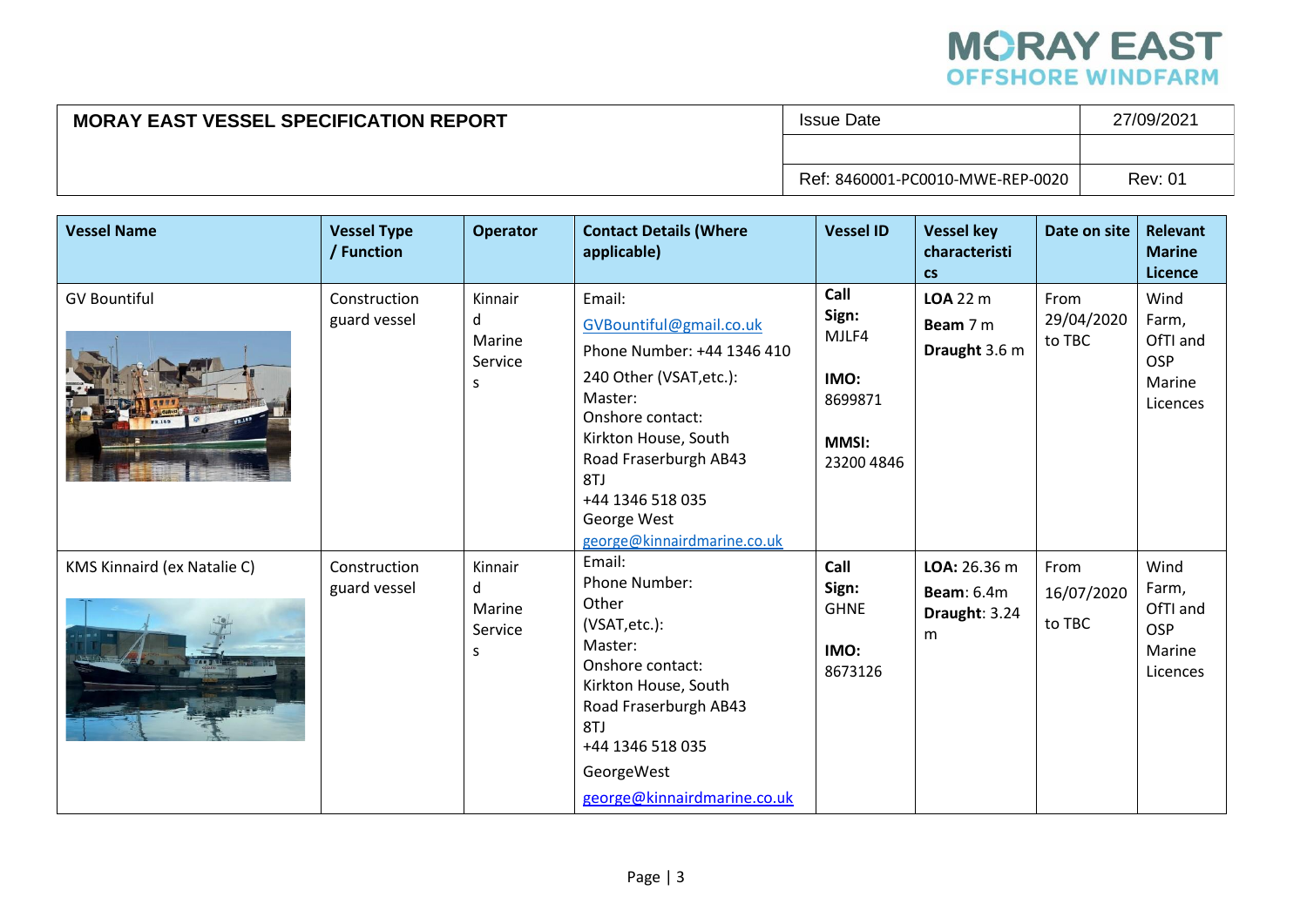| MORAY EAST VESSEL SPECIFICATION REPORT | Issue Date | 27/09/2021 |
|---|---|---|
| | | |
| | Ref: 8460001-PC0010-MWE-REP-0020 | Rev: 01 |

| Vessel Name | Vessel Type / Function | Operator | Contact Details (Where applicable) | Vessel ID | Vessel key characteristics | Date on site | Relevant Marine Licence |
|---|---|---|---|---|---|---|---|
| GV Bountiful | Construction guard vessel | Kinnaird Marine Services | Email: GVBountiful@gmail.co.uk<br>Phone Number: +44 1346 410 240 Other (VSAT,etc.):<br>Master:<br>Onshore contact:<br>Kirkton House, South Road Fraserburgh AB43 8TJ<br>+44 1346 518 035<br>George West<br>george@kinnairdmarine.co.uk | **Call Sign:** MJLF4<br>**IMO:** 8699871<br>**MMSI:** 23200 4846 | **LOA** 22 m<br>**Beam** 7 m<br>**Draught** 3.6 m | From 29/04/2020 to TBC | Wind Farm, OfTI and OSP Marine Licences |
| KMS Kinnaird (ex Natalie C) | Construction guard vessel | Kinnaird Marine Services | Email:<br>Phone Number:<br>Other (VSAT,etc.):<br>Master:<br>Onshore contact:<br>Kirkton House, South Road Fraserburgh AB43 8TJ<br>+44 1346 518 035<br>GeorgeWest<br>george@kinnairdmarine.co.uk | **Call Sign:** GHNE<br>**IMO:** 8673126 | **LOA:** 26.36 m<br>**Beam**: 6.4m<br>**Draught**: 3.24 m | From 16/07/2020 to TBC | Wind Farm, OfTI and OSP Marine Licences |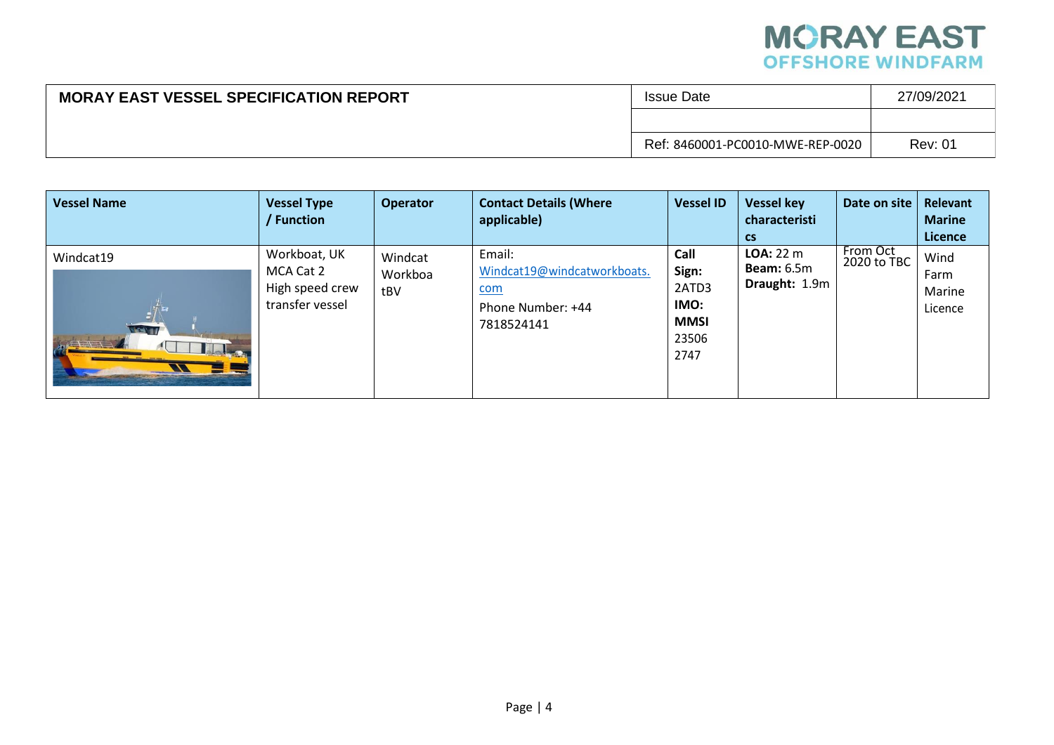| MORAY EAST VESSEL SPECIFICATION REPORT | Issue Date | 27/09/2021 |
| --- | --- | --- |
| | | |
| | Ref: 8460001-PC0010-MWE-REP-0020 | Rev: 01 |

| Vessel Name | Vessel Type / Function | Operator | Contact Details (Where applicable) | Vessel ID | Vessel key characteristics | Date on site | Relevant Marine Licence |
| --- | --- | --- | --- | --- | --- | --- | --- |
| Windcat19 | Workboat, UK MCA Cat 2 High speed crew transfer vessel | Windcat Workboats BV | Email: Windcat19@windcatworkboats.com Phone Number: +44 7818524141 | **Call Sign:** 2ATD3 **IMO:** **MMSI** 235062747 | **LOA:** 22 m **Beam:** 6.5m **Draught:** 1.9m | From Oct 2020 to TBC | Wind Farm Marine Licence |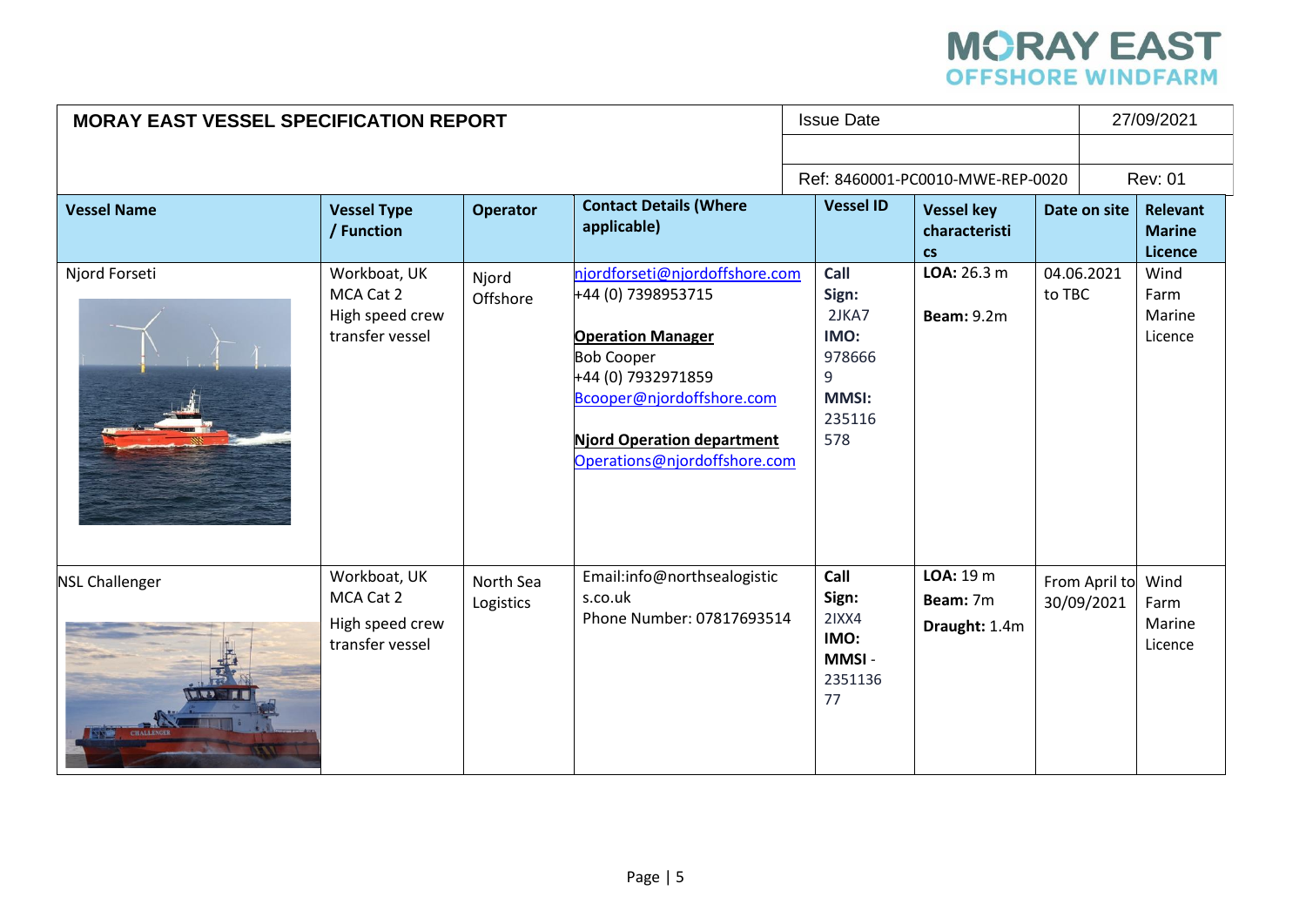| MORAY EAST VESSEL SPECIFICATION REPORT | | | | Issue Date | | | 27/09/2021 |
|---|---|---|---|---|---|---|---|
| | | | | Ref: 8460001-PC0010-MWE-REP-0020 | | | Rev: 01 |
| **Vessel Name** | **Vessel Type / Function** | **Operator** | **Contact Details (Where applicable)** | **Vessel ID** | **Vessel key characteristics** | **Date on site** | **Relevant Marine Licence** |
| Njord Forseti | Workboat, UK MCA Cat 2 High speed crew transfer vessel | Njord Offshore | njordforseti@njordoffshore.com +44 (0) 7398953715 **Operation Manager** Bob Cooper +44 (0) 7932971859 Bcooper@njordoffshore.com **Njord Operation department** Operations@njordoffshore.com | **Call Sign:** 2JKA7 **IMO:** 9786669 **MMSI:** 235116578 | **LOA:** 26.3 m **Beam:** 9.2m | 04.06.2021 to TBC | Wind Farm Marine Licence |
| NSL Challenger | Workboat, UK MCA Cat 2 High speed crew transfer vessel | North Sea Logistics | Email:info@northsealogistics.co.uk Phone Number: 07817693514 | **Call Sign:** 2IXX4 **IMO:** **MMSI** - 235113677 | **LOA:** 19 m **Beam:** 7m **Draught:** 1.4m | From April to 30/09/2021 | Wind Farm Marine Licence |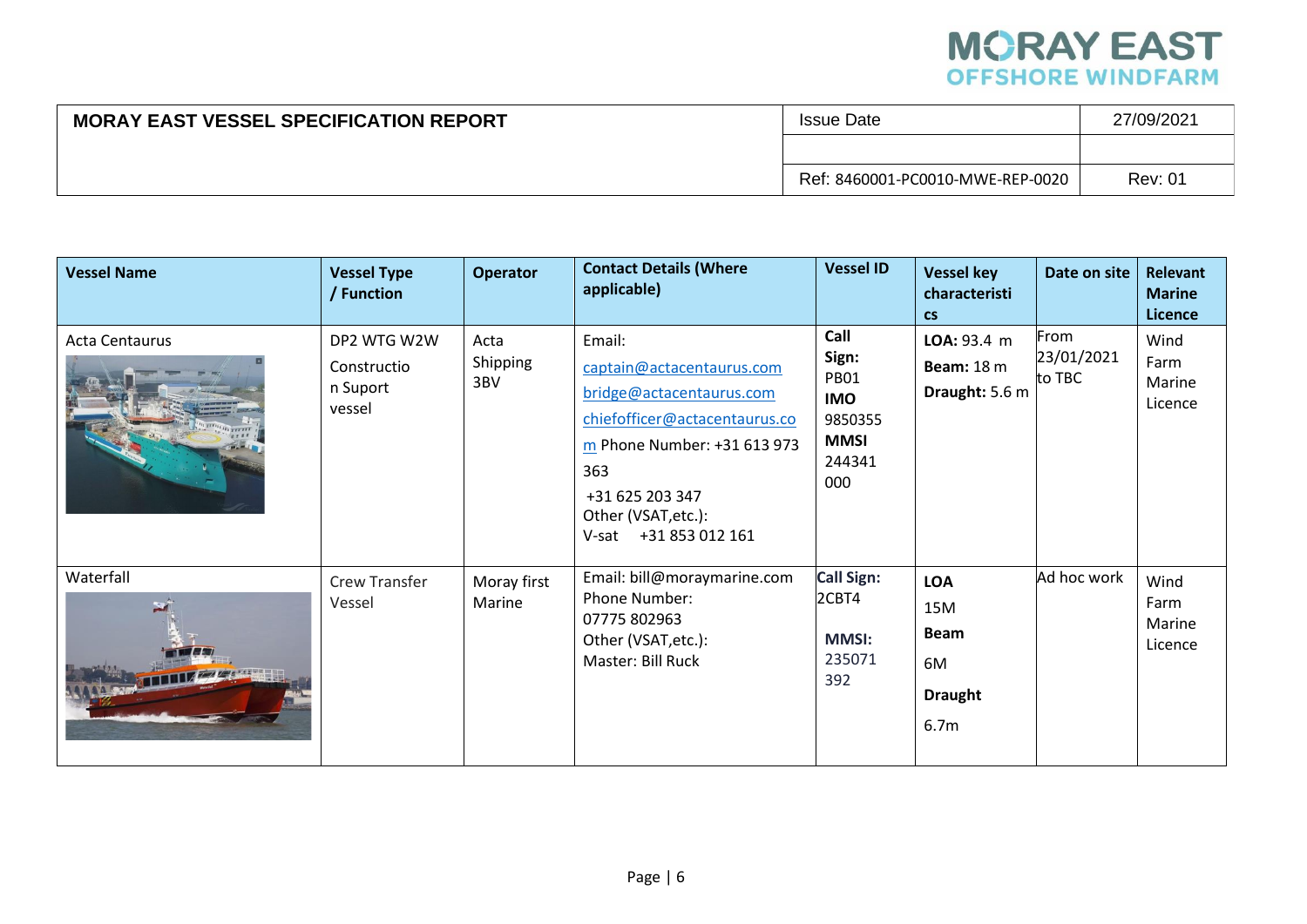| MORAY EAST VESSEL SPECIFICATION REPORT | Issue Date | 27/09/2021 |
|---|---|---|
| | | |
| | Ref: 8460001-PC0010-MWE-REP-0020 | Rev: 01 |

| Vessel Name | Vessel Type / Function | Operator | Contact Details (Where applicable) | Vessel ID | Vessel key characteristics | Date on site | Relevant Marine Licence |
|---|---|---|---|---|---|---|---|
| Acta Centaurus | DP2 WTG W2W Construction Suport vessel | Acta Shipping 3BV | Email: captain@actacentaurus.com bridge@actacentaurus.com chiefofficer@actacentaurus.com Phone Number: +31 613 973 363 +31 625 203 347 Other (VSAT,etc.): V-sat +31 853 012 161 | **Call Sign:** PB01 **IMO** 9850355 **MMSI** 244341 000 | **LOA:** 93.4 m **Beam:** 18 m **Draught:** 5.6 m | From 23/01/2021 to TBC | Wind Farm Marine Licence |
| Waterfall | Crew Transfer Vessel | Moray first Marine | Email: bill@moraymarine.com Phone Number: 07775 802963 Other (VSAT,etc.): Master: Bill Ruck | **Call Sign:** 2CBT4 **MMSI:** 235071 392 | **LOA** 15M **Beam** 6M **Draught** 6.7m | Ad hoc work | Wind Farm Marine Licence |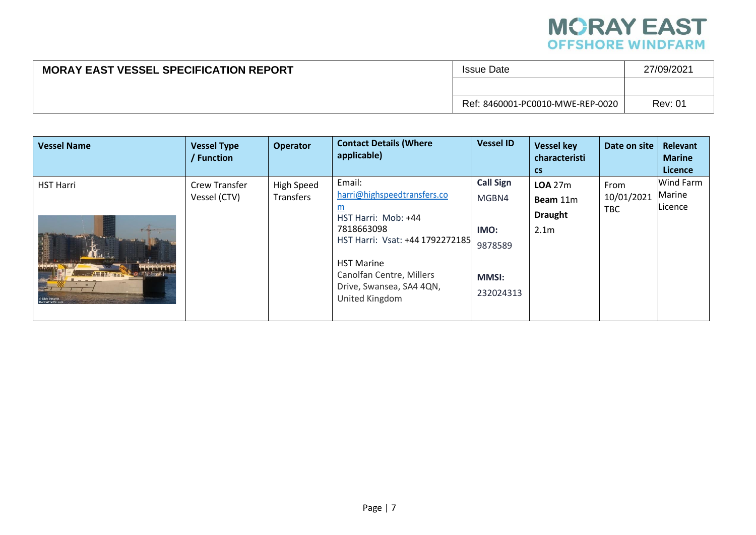| MORAY EAST VESSEL SPECIFICATION REPORT | Issue Date | 27/09/2021 |
|---|---|---|
| | | |
| | Ref: 8460001-PC0010-MWE-REP-0020 | Rev: 01 |

| Vessel Name | Vessel Type / Function | Operator | Contact Details (Where applicable) | Vessel ID | Vessel key characteristics | Date on site | Relevant Marine Licence |
|---|---|---|---|---|---|---|---|
| HST Harri | Crew Transfer Vessel (CTV) | High Speed Transfers | Email: harri@highspeedtransfers.com<br>HST Harri: Mob: +44 7818663098<br>HST Harri: Vsat: +44 1792272185<br><br>HST Marine<br>Canolfan Centre, Millers Drive, Swansea, SA4 4QN, United Kingdom | **Call Sign**<br>MGBN4<br><br>**IMO:**<br>9878589<br><br>**MMSI:**<br>232024313 | **LOA** 27m<br>**Beam** 11m<br>**Draught**<br>2.1m | From 10/01/2021 TBC | Wind Farm Marine Licence |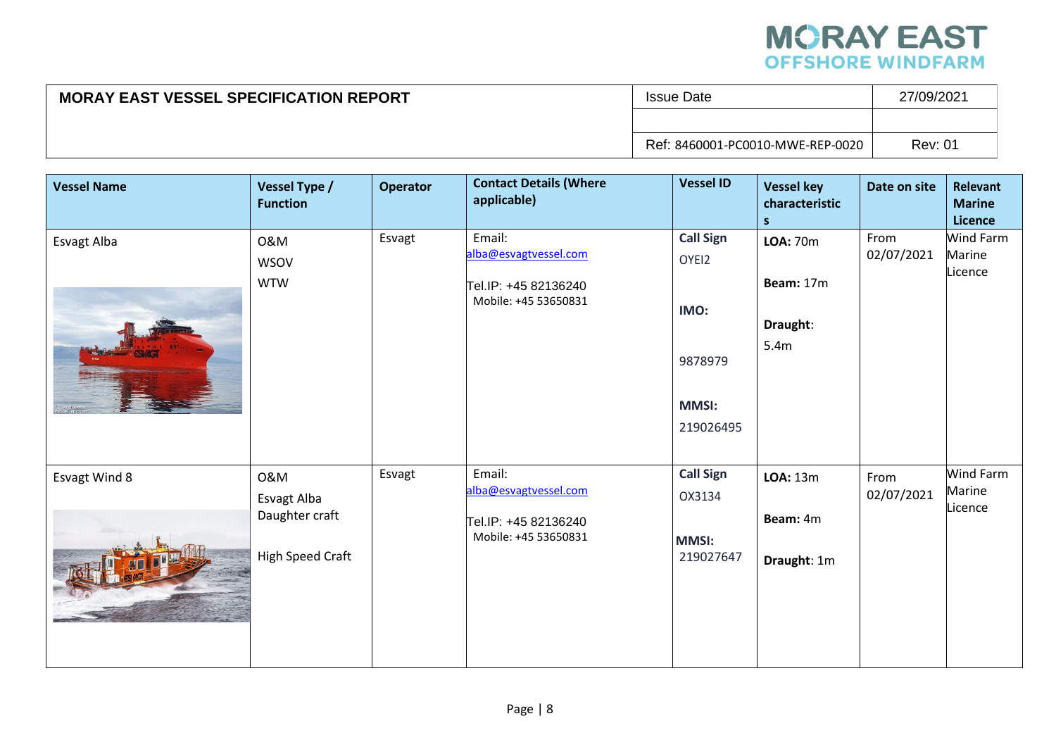| MORAY EAST VESSEL SPECIFICATION REPORT | Issue Date | 27/09/2021 |
|---|---|---|
| | | |
| | Ref: 8460001-PC0010-MWE-REP-0020 | Rev: 01 |

| Vessel Name | Vessel Type / Function | Operator | Contact Details (Where applicable) | Vessel ID | Vessel key characteristics | Date on site | Relevant Marine Licence |
|---|---|---|---|---|---|---|---|
| Esvagt Alba | O&M<br>WSOV<br>WTW | Esvagt | Email: alba@esvagtvessel.com<br>Tel.IP: +45 82136240<br>Mobile: +45 53650831 | **Call Sign**<br>OYEI2<br>**IMO:**<br>9878979<br>**MMSI:**<br>219026495 | **LOA:** 70m<br>**Beam:** 17m<br>**Draught**: 5.4m | From 02/07/2021 | Wind Farm Marine Licence |
| Esvagt Wind 8 | O&M<br>Esvagt Alba Daughter craft<br>High Speed Craft | Esvagt | Email: alba@esvagtvessel.com<br>Tel.IP: +45 82136240<br>Mobile: +45 53650831 | **Call Sign**<br>OX3134<br>**MMSI:**<br>219027647 | **LOA:** 13m<br>**Beam:** 4m<br>**Draught**: 1m | From 02/07/2021 | Wind Farm Marine Licence |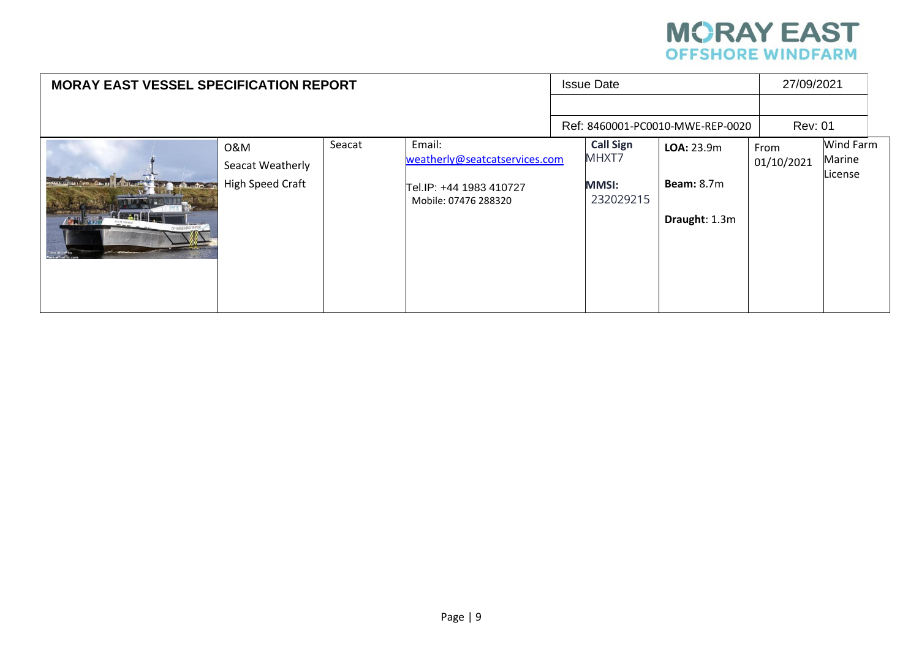| MORAY EAST VESSEL SPECIFICATION REPORT | | | | Issue Date | | 27/09/2021 | |
|---|---|---|---|---|---|---|---|
| | | | | | | | |
| | | | | Ref: 8460001-PC0010-MWE-REP-0020 | | Rev: 01 | |
| | O&M<br>Seacat Weatherly<br>High Speed Craft | Seacat | Email:<br>weatherly@seatcatservices.com<br>Tel.IP: +44 1983 410727<br>Mobile: 07476 288320 | **Call Sign**<br>MHXT7<br>**MMSI:**<br>232029215 | **LOA:** 23.9m<br>**Beam:** 8.7m<br>**Draught**: 1.3m | From<br>01/10/2021 | Wind Farm Marine License |